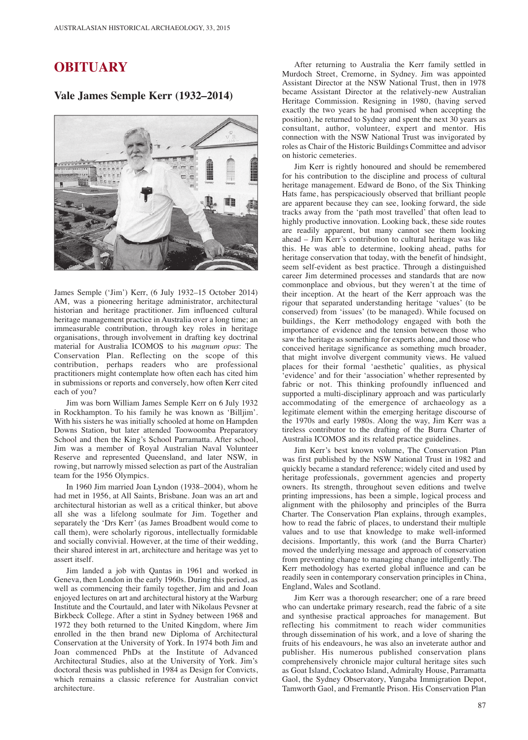# OBITUARY

## Vale James Semple Kerr (1932–2014)

James Semple ('Jim') Kerr, (6 July 1932–15 October 2014) AM, was a pioneering heritage administrator, architectural historian and heritage practitioner. Jim influenced cultural heritage management practice in Australia over a long time; an immeasurable contribution, through key roles in heritage organisations, through involvement in drafting key doctrinal material for Australia ICOMOS to his *magnum opus*: The Conservation Plan. Reflecting on the scope of this contribution, perhaps readers who are professional practitioners might contemplate how often each has cited him in submissions or reports and conversely, how often Kerr cited each of you?

Jim was born William James Semple Kerr on 6 July 1932 in Rockhampton. To his family he was known as 'Billjim'. With his sisters he was initially schooled at home on Hampden Downs Station, but later attended Toowoomba Preparatory School and then the King's School Parramatta. After school, Jim was a member of Royal Australian Naval Volunteer Reserve and represented Queensland, and later NSW, in rowing, but narrowly missed selection as part of the Australian team for the 1956 Olympics.

In 1960 Jim married Joan Lyndon (1938–2004), whom he had met in 1956, at All Saints, Brisbane. Joan was an art and architectural historian as well as a critical thinker, but above all she was a lifelong soulmate for Jim. Together and separately the 'Drs Kerr' (as James Broadbent would come to call them), were scholarly rigorous, intellectually formidable and socially convivial. However, at the time of their wedding, their shared interest in art, architecture and heritage was yet to assert itself.

Jim landed a job with Qantas in 1961 and worked in Geneva, then London in the early 1960s. During this period, as well as commencing their family together, Jim and and Joan enjoyed lectures on art and architectural history at the Warburg Institute and the Courtauld, and later with Nikolaus Pevsner at Birkbeck College. After a stint in Sydney between 1968 and 1972 they both returned to the United Kingdom, where Jim enrolled in the then brand new Diploma of Architectural Conservation at the University of York. In 1974 both Jim and Joan commenced PhDs at the Institute of Advanced Architectural Studies, also at the University of York. Jim's doctoral thesis was published in 1984 as Design for Convicts, which remains a classic reference for Australian convict architecture.

After returning to Australia the Kerr family settled in Murdoch Street, Cremorne, in Sydney. Jim was appointed Assistant Director at the NSW National Trust, then in 1978 became Assistant Director at the relatively-new Australian Heritage Commission. Resigning in 1980, (having served exactly the two years he had promised when accepting the position), he returned to Sydney and spent the next 30 years as consultant, author, volunteer, expert and mentor. His connection with the NSW National Trust was invigorated by roles as Chair of the Historic Buildings Committee and advisor on historic cemeteries.

Jim Kerr is rightly honoured and should be remembered for his contribution to the discipline and process of cultural heritage management. Edward de Bono, of the Six Thinking Hats fame, has perspicaciously observed that brilliant people are apparent because they can see, looking forward, the side tracks away from the 'path most travelled' that often lead to highly productive innovation. Looking back, these side routes are readily apparent, but many cannot see them looking ahead – Jim Kerr's contribution to cultural heritage was like this. He was able to determine, looking ahead, paths for heritage conservation that today, with the benefit of hindsight, seem self-evident as best practice. Through a distinguished career Jim determined processes and standards that are now commonplace and obvious, but they weren't at the time of their inception. At the heart of the Kerr approach was the rigour that separated understanding heritage 'values' (to be conserved) from 'issues' (to be managed). While focused on buildings, the Kerr methodology engaged with both the importance of evidence and the tension between those who saw the heritage as something for experts alone, and those who conceived heritage significance as something much broader, that might involve divergent community views. He valued places for their formal 'aesthetic' qualities, as physical 'evidence' and for their 'association' whether represented by fabric or not. This thinking profoundly influenced and supported a multi-disciplinary approach and was particularly accommodating of the emergence of archaeology as a legitimate element within the emerging heritage discourse of the 1970s and early 1980s. Along the way, Jim Kerr was a tireless contributor to the drafting of the Burra Charter of Australia ICOMOS and its related practice guidelines.

Jim Kerr's best known volume, The Conservation Plan was first published by the NSW National Trust in 1982 and quickly became a standard reference; widely cited and used by heritage professionals, government agencies and property owners. Its strength, throughout seven editions and twelve printing impressions, has been a simple, logical process and alignment with the philosophy and principles of the Burra Charter. The Conservation Plan explains, through examples, how to read the fabric of places, to understand their multiple values and to use that knowledge to make well-informed decisions. Importantly, this work (and the Burra Charter) moved the underlying message and approach of conservation from preventing change to managing change intelligently. The Kerr methodology has exerted global influence and can be readily seen in contemporary conservation principles in China, England, Wales and Scotland.

Jim Kerr was a thorough researcher; one of a rare breed who can undertake primary research, read the fabric of a site and synthesise practical approaches for management. But reflecting his commitment to reach wider communities through dissemination of his work, and a love of sharing the fruits of his endeavours, he was also an inveterate author and publisher. His numerous published conservation plans comprehensively chronicle major cultural heritage sites such as Goat Island, Cockatoo Island, Admiralty House, Parramatta Gaol, the Sydney Observatory, Yungaba Immigration Depot, Tamworth Gaol, and Fremantle Prison. His Conservation Plan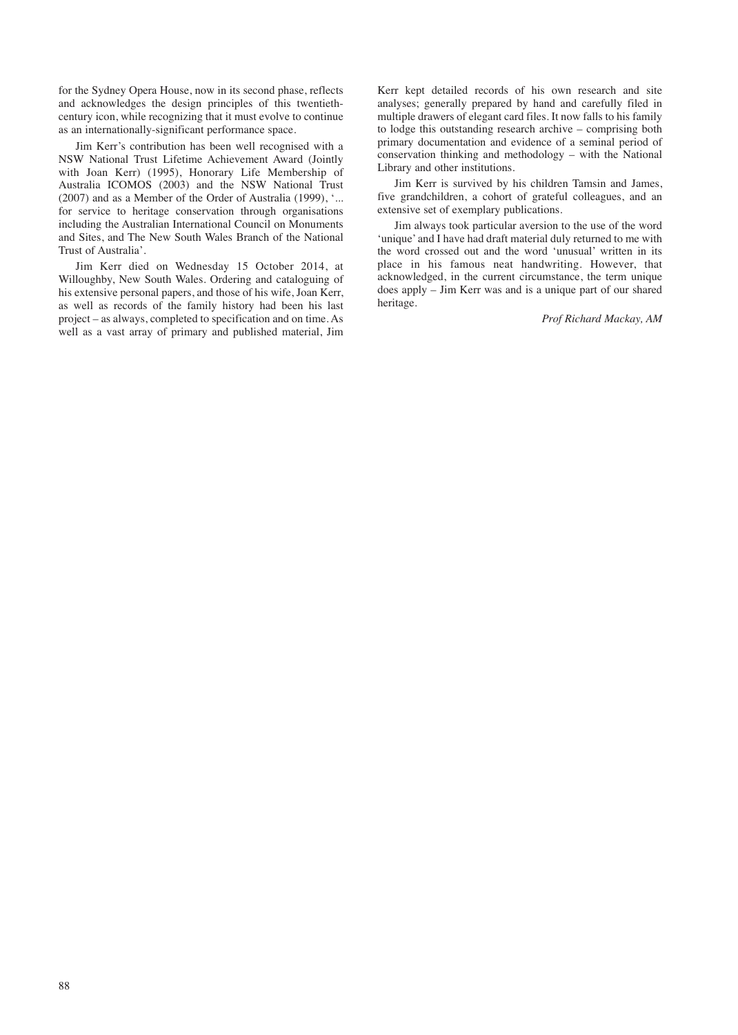for the Sydney Opera House, now in its second phase, reflects and acknowledges the design principles of this twentieth-century icon, while recognizing that it must evolve to continue as an internationally-significant performance space.

Jim Kerr's contribution has been well recognised with a NSW National Trust Lifetime Achievement Award (Jointly with Joan Kerr) (1995), Honorary Life Membership of Australia ICOMOS (2003) and the NSW National Trust (2007) and as a Member of the Order of Australia (1999), '... for service to heritage conservation through organisations including the Australian International Council on Monuments and Sites, and The New South Wales Branch of the National Trust of Australia'.

Jim Kerr died on Wednesday 15 October 2014, at Willoughby, New South Wales. Ordering and cataloguing of his extensive personal papers, and those of his wife, Joan Kerr, as well as records of the family history had been his last project – as always, completed to specification and on time. As well as a vast array of primary and published material, Jim Kerr kept detailed records of his own research and site analyses; generally prepared by hand and carefully filed in multiple drawers of elegant card files. It now falls to his family to lodge this outstanding research archive – comprising both primary documentation and evidence of a seminal period of conservation thinking and methodology – with the National Library and other institutions.

Jim Kerr is survived by his children Tamsin and James, five grandchildren, a cohort of grateful colleagues, and an extensive set of exemplary publications.

Jim always took particular aversion to the use of the word 'unique' and I have had draft material duly returned to me with the word crossed out and the word 'unusual' written in its place in his famous neat handwriting. However, that acknowledged, in the current circumstance, the term unique does apply – Jim Kerr was and is a unique part of our shared heritage.

*Prof Richard Mackay, AM*